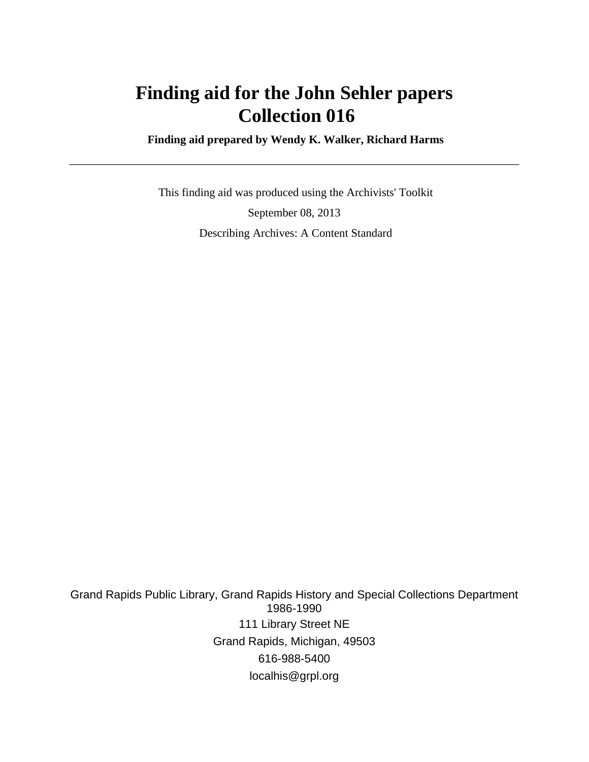# Finding aid for the John Sehler papers
# Collection 016

**Finding aid prepared by Wendy K. Walker, Richard Harms**

---

This finding aid was produced using the Archivists' Toolkit

September 08, 2013

Describing Archives: A Content Standard

Grand Rapids Public Library, Grand Rapids History and Special Collections Department
1986-1990

111 Library Street NE

Grand Rapids, Michigan, 49503

616-988-5400

localhis@grpl.org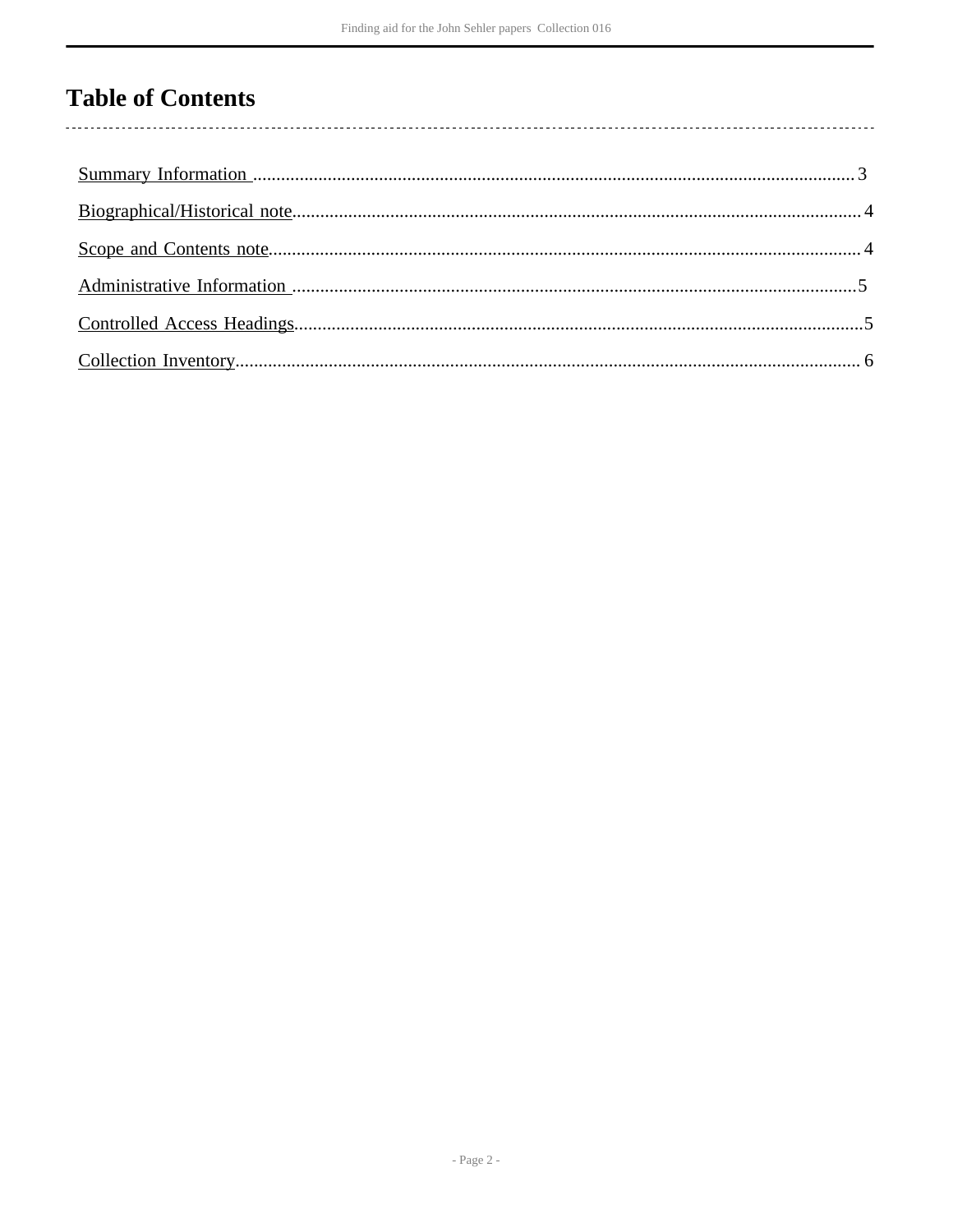# Table of Contents

- Summary Information ..... 3
- Biographical/Historical note ..... 4
- Scope and Contents note ..... 4
- Administrative Information ..... 5
- Controlled Access Headings ..... 5
- Collection Inventory ..... 6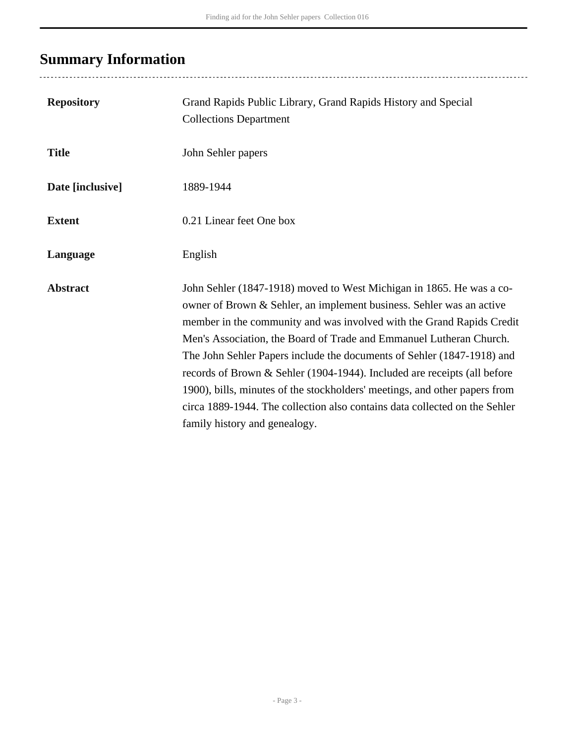## Summary Information

| | |
|---|---|
| **Repository** | Grand Rapids Public Library, Grand Rapids History and Special Collections Department |
| **Title** | John Sehler papers |
| **Date [inclusive]** | 1889-1944 |
| **Extent** | 0.21 Linear feet One box |
| **Language** | English |
| **Abstract** | John Sehler (1847-1918) moved to West Michigan in 1865. He was a co-owner of Brown & Sehler, an implement business. Sehler was an active member in the community and was involved with the Grand Rapids Credit Men's Association, the Board of Trade and Emmanuel Lutheran Church. The John Sehler Papers include the documents of Sehler (1847-1918) and records of Brown & Sehler (1904-1944). Included are receipts (all before 1900), bills, minutes of the stockholders' meetings, and other papers from circa 1889-1944. The collection also contains data collected on the Sehler family history and genealogy. |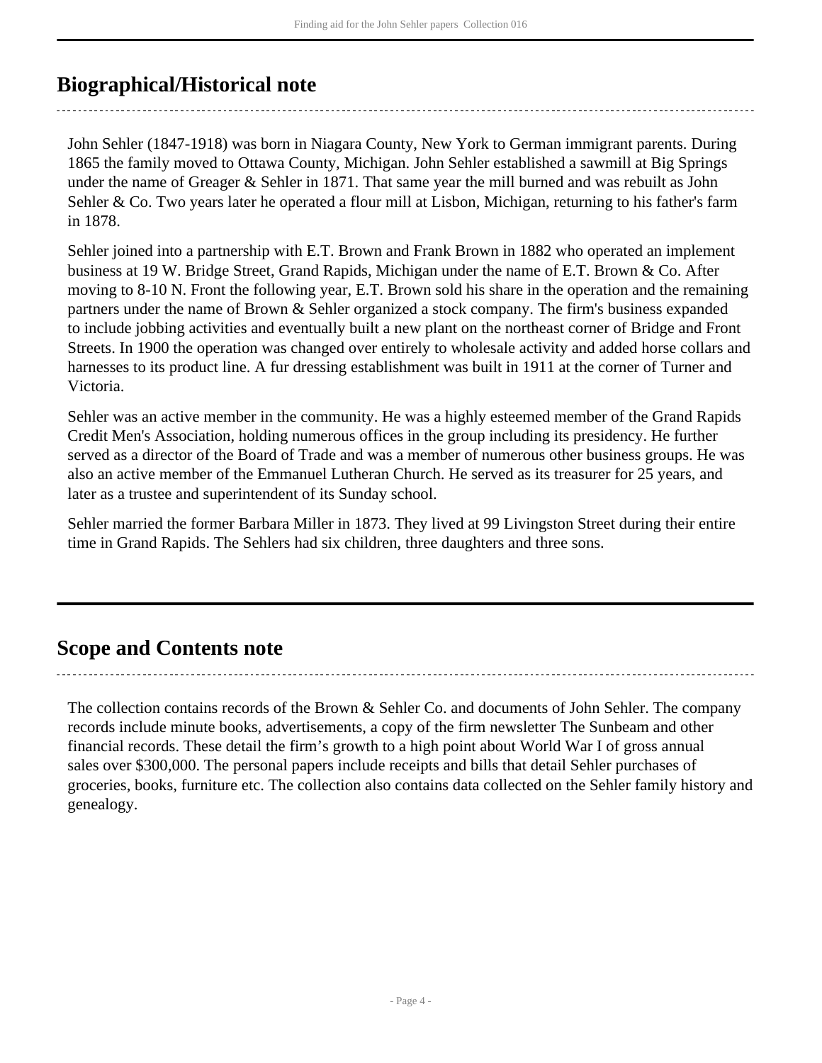## Biographical/Historical note

John Sehler (1847-1918) was born in Niagara County, New York to German immigrant parents. During 1865 the family moved to Ottawa County, Michigan. John Sehler established a sawmill at Big Springs under the name of Greager & Sehler in 1871. That same year the mill burned and was rebuilt as John Sehler & Co. Two years later he operated a flour mill at Lisbon, Michigan, returning to his father's farm in 1878.

Sehler joined into a partnership with E.T. Brown and Frank Brown in 1882 who operated an implement business at 19 W. Bridge Street, Grand Rapids, Michigan under the name of E.T. Brown & Co. After moving to 8-10 N. Front the following year, E.T. Brown sold his share in the operation and the remaining partners under the name of Brown & Sehler organized a stock company. The firm's business expanded to include jobbing activities and eventually built a new plant on the northeast corner of Bridge and Front Streets. In 1900 the operation was changed over entirely to wholesale activity and added horse collars and harnesses to its product line. A fur dressing establishment was built in 1911 at the corner of Turner and Victoria.

Sehler was an active member in the community. He was a highly esteemed member of the Grand Rapids Credit Men's Association, holding numerous offices in the group including its presidency. He further served as a director of the Board of Trade and was a member of numerous other business groups. He was also an active member of the Emmanuel Lutheran Church. He served as its treasurer for 25 years, and later as a trustee and superintendent of its Sunday school.

Sehler married the former Barbara Miller in 1873. They lived at 99 Livingston Street during their entire time in Grand Rapids. The Sehlers had six children, three daughters and three sons.

## Scope and Contents note

The collection contains records of the Brown & Sehler Co. and documents of John Sehler. The company records include minute books, advertisements, a copy of the firm newsletter The Sunbeam and other financial records. These detail the firm's growth to a high point about World War I of gross annual sales over $300,000. The personal papers include receipts and bills that detail Sehler purchases of groceries, books, furniture etc. The collection also contains data collected on the Sehler family history and genealogy.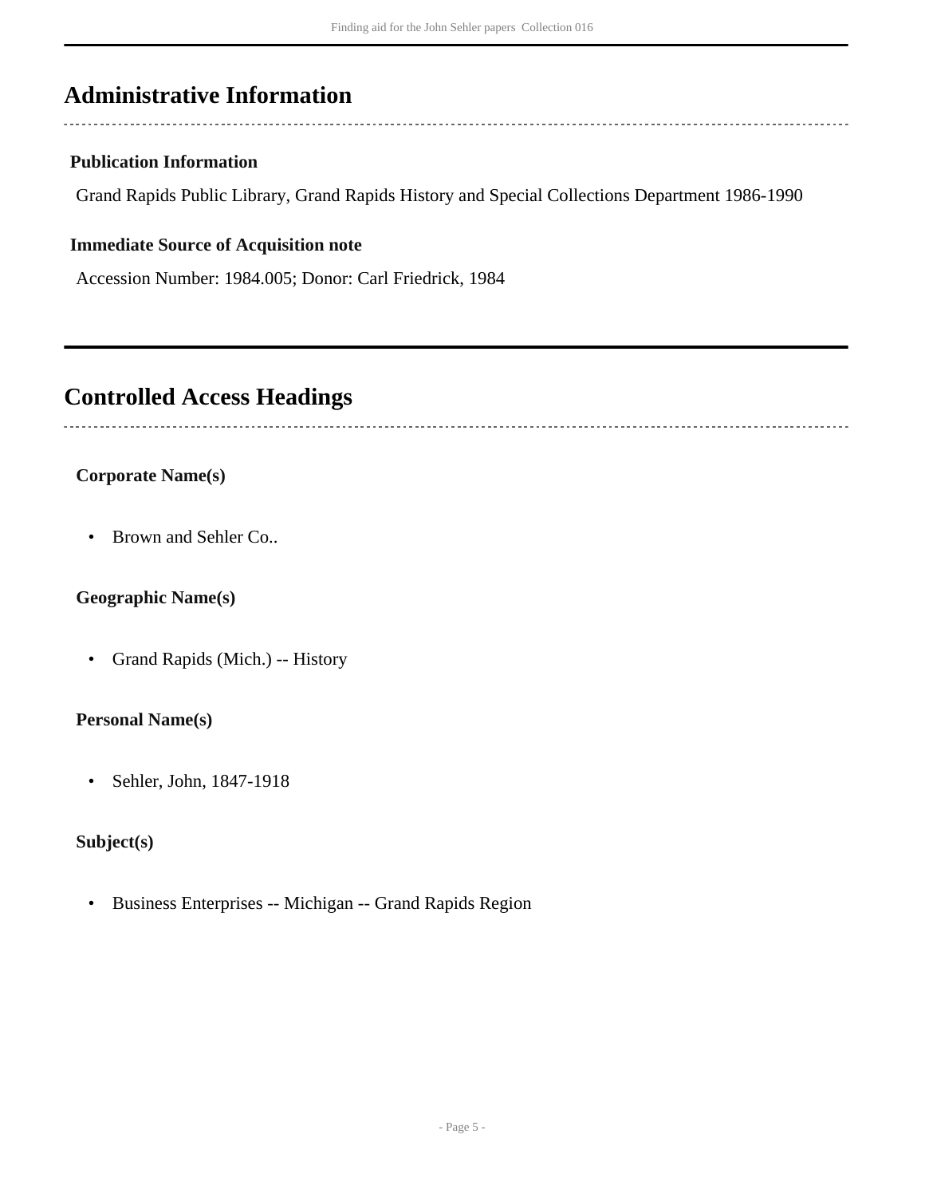## Administrative Information

### Publication Information

Grand Rapids Public Library, Grand Rapids History and Special Collections Department 1986-1990

### Immediate Source of Acquisition note

Accession Number: 1984.005; Donor: Carl Friedrick, 1984

## Controlled Access Headings

### Corporate Name(s)

- Brown and Sehler Co..

### Geographic Name(s)

- Grand Rapids (Mich.) -- History

### Personal Name(s)

- Sehler, John, 1847-1918

### Subject(s)

- Business Enterprises -- Michigan -- Grand Rapids Region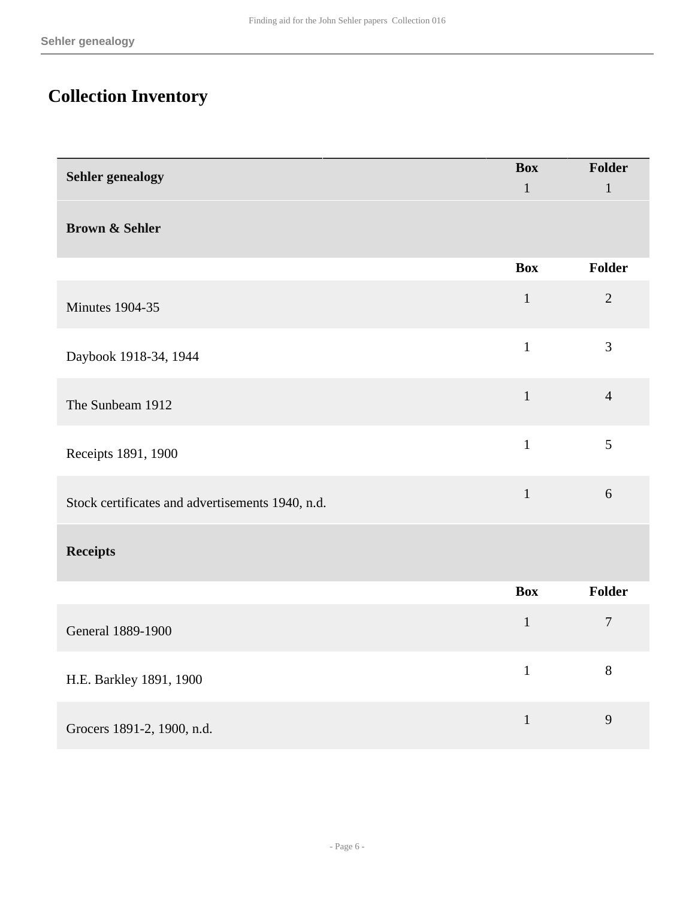## Collection Inventory

| Sehler genealogy | Box | Folder |
|---|---|---|
| | 1 | 1 |

### Brown & Sehler

| | Box | Folder |
|---|---|---|
| Minutes 1904-35 | 1 | 2 |
| Daybook 1918-34, 1944 | 1 | 3 |
| The Sunbeam 1912 | 1 | 4 |
| Receipts 1891, 1900 | 1 | 5 |
| Stock certificates and advertisements 1940, n.d. | 1 | 6 |

### Receipts

| | Box | Folder |
|---|---|---|
| General 1889-1900 | 1 | 7 |
| H.E. Barkley 1891, 1900 | 1 | 8 |
| Grocers 1891-2, 1900, n.d. | 1 | 9 |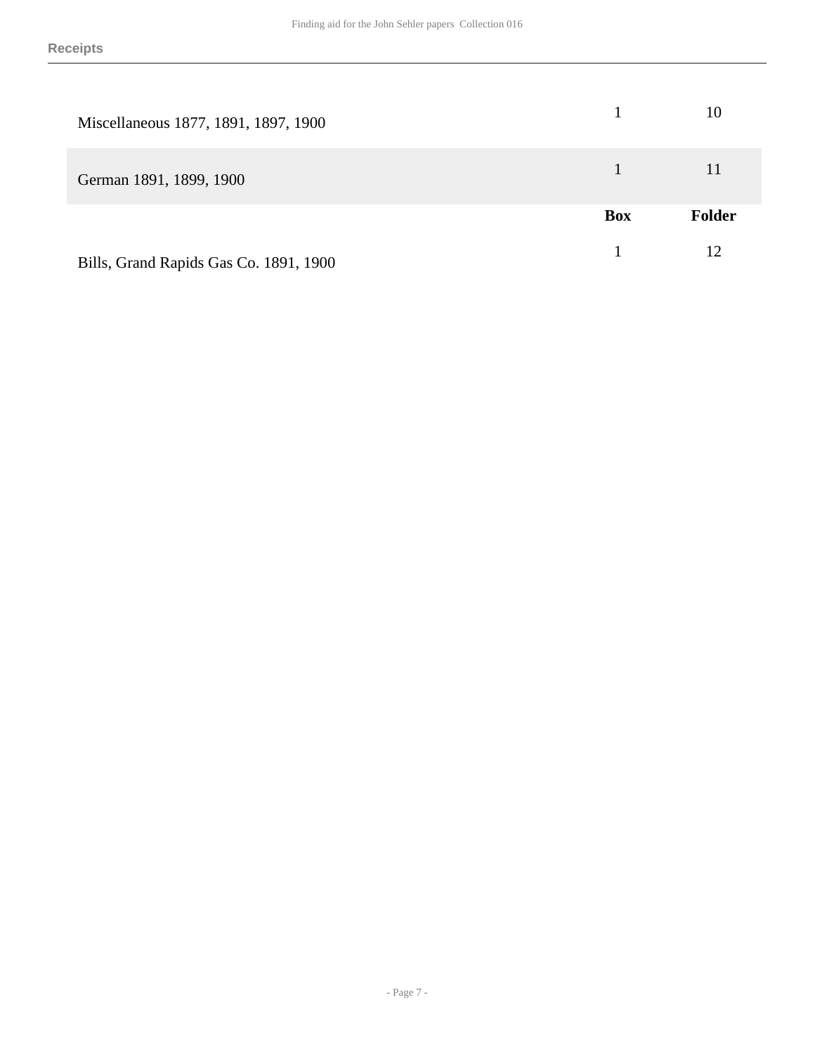**Receipts**

| | Box | Folder |
|---|---|---|
| Miscellaneous 1877, 1891, 1897, 1900 | 1 | 10 |
| German 1891, 1899, 1900 | 1 | 11 |

| | Box | Folder |
|---|---|---|
| Bills, Grand Rapids Gas Co. 1891, 1900 | 1 | 12 |